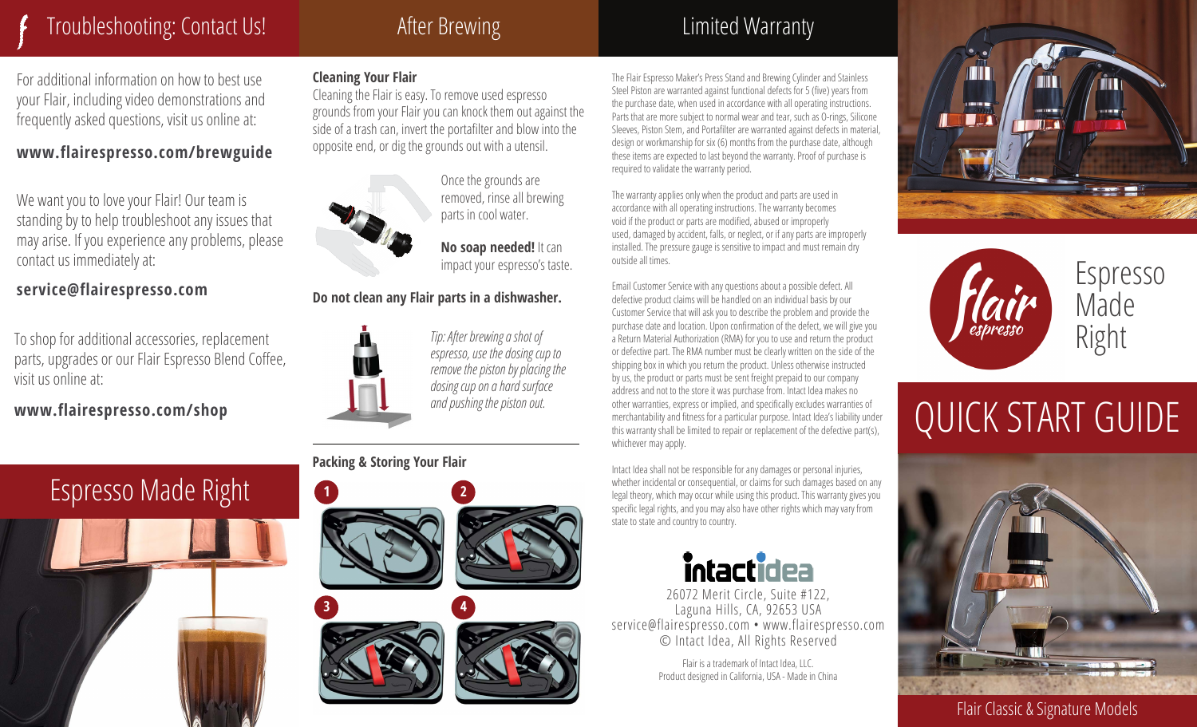# Troubleshooting: Contact Us!

For additional information on how to best use your Flair, including video demonstrations and frequently asked questions, visit us online at:

**www.flairespresso.com/brewguide**

We want you to love your Flair! Our team is standing by to help troubleshoot any issues that may arise. If you experience any problems, please contact us immediately at:

**service@flairespresso.com**

To shop for additional accessories, replacement parts, upgrades or our Flair Espresso Blend Coffee, visit us online at:

**www.flairespresso.com/shop**

## Espresso Made Right

# After Brewing

**Cleaning Your Flair**

Cleaning the Flair is easy. To remove used espresso grounds from your Flair you can knock them out against the side of a trash can, invert the portafilter and blow into the opposite end, or dig the grounds out with a utensil.

Once the grounds are removed, rinse all brewing parts in cool water.

**No soap needed!** It can impact your espresso's taste.

**Do not clean any Flair parts in a dishwasher.**

*Tip: After brewing a shot of espresso, use the dosing cup to remove the piston by placing the dosing cup on a hard surface and pushing the piston out.*

**Packing & Storing Your Flair**

1

2

3

4

# Limited Warranty

The Flair Espresso Maker's Press Stand and Brewing Cylinder and Stainless Steel Piston are warranted against functional defects for 5 (five) years from the purchase date, when used in accordance with all operating instructions. Parts that are more subject to normal wear and tear, such as O-rings, Silicone Sleeves, Piston Stem, and Portafilter are warranted against defects in material, design or workmanship for six (6) months from the purchase date, although these items are expected to last beyond the warranty. Proof of purchase is required to validate the warranty period.

The warranty applies only when the product and parts are used in accordance with all operating instructions. The warranty becomes void if the product or parts are modified, abused or improperly used, damaged by accident, falls, or neglect, or if any parts are improperly installed. The pressure gauge is sensitive to impact and must remain dry outside all times.

Email Customer Service with any questions about a possible defect. All defective product claims will be handled on an individual basis by our Customer Service that will ask you to describe the problem and provide the purchase date and location. Upon confirmation of the defect, we will give you a Return Material Authorization (RMA) for you to use and return the product or defective part. The RMA number must be clearly written on the side of the shipping box in which you return the product. Unless otherwise instructed by us, the product or parts must be sent freight prepaid to our company address and not to the store it was purchase from. Intact Idea makes no other warranties, express or implied, and specifically excludes warranties of merchantability and fitness for a particular purpose. Intact Idea's liability under this warranty shall be limited to repair or replacement of the defective part(s), whichever may apply.

Intact Idea shall not be responsible for any damages or personal injuries, whether incidental or consequential, or claims for such damages based on any legal theory, which may occur while using this product. This warranty gives you specific legal rights, and you may also have other rights which may vary from state to state and country to country.

intactidea

26072 Merit Circle, Suite #122,
Laguna Hills, CA, 92653 USA
service@flairespresso.com • www.flairespresso.com
© Intact Idea, All Rights Reserved

Flair is a trademark of Intact Idea, LLC.
Product designed in California, USA - Made in China

flair espresso

Espresso Made Right

# QUICK START GUIDE

Flair Classic & Signature Models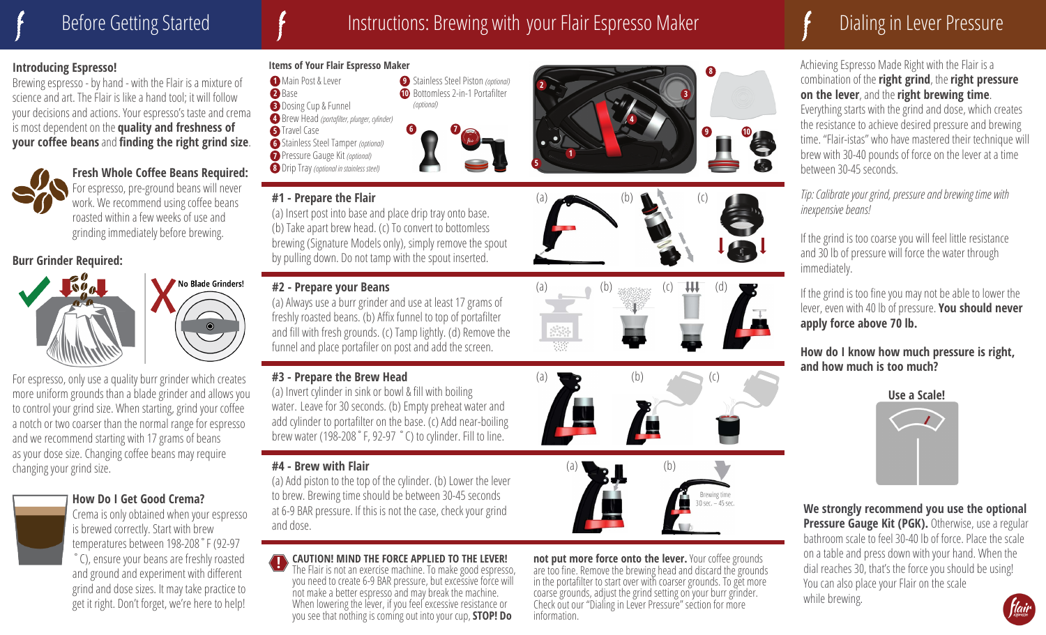# Before Getting Started

## Introducing Espresso!

Brewing espresso - by hand - with the Flair is a mixture of science and art. The Flair is like a hand tool; it will follow your decisions and actions. Your espresso's taste and crema is most dependent on the **quality and freshness of your coffee beans** and **finding the right grind size**.

### Fresh Whole Coffee Beans Required:

For espresso, pre-ground beans will never work. We recommend using coffee beans roasted within a few weeks of use and grinding immediately before brewing.

### Burr Grinder Required:

No Blade Grinders!

For espresso, only use a quality burr grinder which creates more uniform grounds than a blade grinder and allows you to control your grind size. When starting, grind your coffee a notch or two coarser than the normal range for espresso and we recommend starting with 17 grams of beans as your dose size. Changing coffee beans may require changing your grind size.

### How Do I Get Good Crema?

Crema is only obtained when your espresso is brewed correctly. Start with brew temperatures between 198-208˚F (92-97˚C), ensure your beans are freshly roasted and ground and experiment with different grind and dose sizes. It may take practice to get it right. Don't forget, we're here to help!

# Instructions: Brewing with your Flair Espresso Maker

## Items of Your Flair Espresso Maker

1. Main Post & Lever
2. Base
3. Dosing Cup & Funnel
4. Brew Head *(portafilter, plunger, cylinder)*
5. Travel Case
6. Stainless Steel Tamper *(optional)*
7. Pressure Gauge Kit *(optional)*
8. Drip Tray *(optional in stainless steel)*
9. Stainless Steel Piston *(optional)*
10. Bottomless 2-in-1 Portafilter *(optional)*

## #1 - Prepare the Flair

(a) Insert post into base and place drip tray onto base. (b) Take apart brew head. (c) To convert to bottomless brewing (Signature Models only), simply remove the spout by pulling down. Do not tamp with the spout inserted.

## #2 - Prepare your Beans

(a) Always use a burr grinder and use at least 17 grams of freshly roasted beans. (b) Affix funnel to top of portafilter and fill with fresh grounds. (c) Tamp lightly. (d) Remove the funnel and place portafilter on post and add the screen.

## #3 - Prepare the Brew Head

(a) Invert cylinder in sink or bowl & fill with boiling water. Leave for 30 seconds. (b) Empty preheat water and add cylinder to portafilter on the base. (c) Add near-boiling brew water (198-208˚F, 92-97˚C) to cylinder. Fill to line.

## #4 - Brew with Flair

(a) Add piston to the top of the cylinder. (b) Lower the lever to brew. Brewing time should be between 30-45 seconds at 6-9 BAR pressure. If this is not the case, check your grind and dose.

Brewing time 30 sec. – 45 sec.

**CAUTION! MIND THE FORCE APPLIED TO THE LEVER!** The Flair is not an exercise machine. To make good espresso, you need to create 6-9 BAR pressure, but excessive force will not make a better espresso and may break the machine. When lowering the lever, if you feel excessive resistance or you see that nothing is coming out into your cup, **STOP! Do not put more force onto the lever.** Your coffee grounds are too fine. Remove the brewing head and discard the grounds in the portafilter to start over with coarser grounds. To get more coarse grounds, adjust the grind setting on your burr grinder. Check out our "Dialing in Lever Pressure" section for more information.

# Dialing in Lever Pressure

Achieving Espresso Made Right with the Flair is a combination of the **right grind**, the **right pressure on the lever**, and the **right brewing time**. Everything starts with the grind and dose, which creates the resistance to achieve desired pressure and brewing time. "Flair-istas" who have mastered their technique will brew with 30-40 pounds of force on the lever at a time between 30-45 seconds.

*Tip: Calibrate your grind, pressure and brewing time with inexpensive beans!*

If the grind is too coarse you will feel little resistance and 30 lb of pressure will force the water through immediately.

If the grind is too fine you may not be able to lower the lever, even with 40 lb of pressure. **You should never apply force above 70 lb.**

### How do I know how much pressure is right, and how much is too much?

**Use a Scale!**

**We strongly recommend you use the optional Pressure Gauge Kit (PGK).** Otherwise, use a regular bathroom scale to feel 30-40 lb of force. Place the scale on a table and press down with your hand. When the dial reaches 30, that's the force you should be using! You can also place your Flair on the scale while brewing.